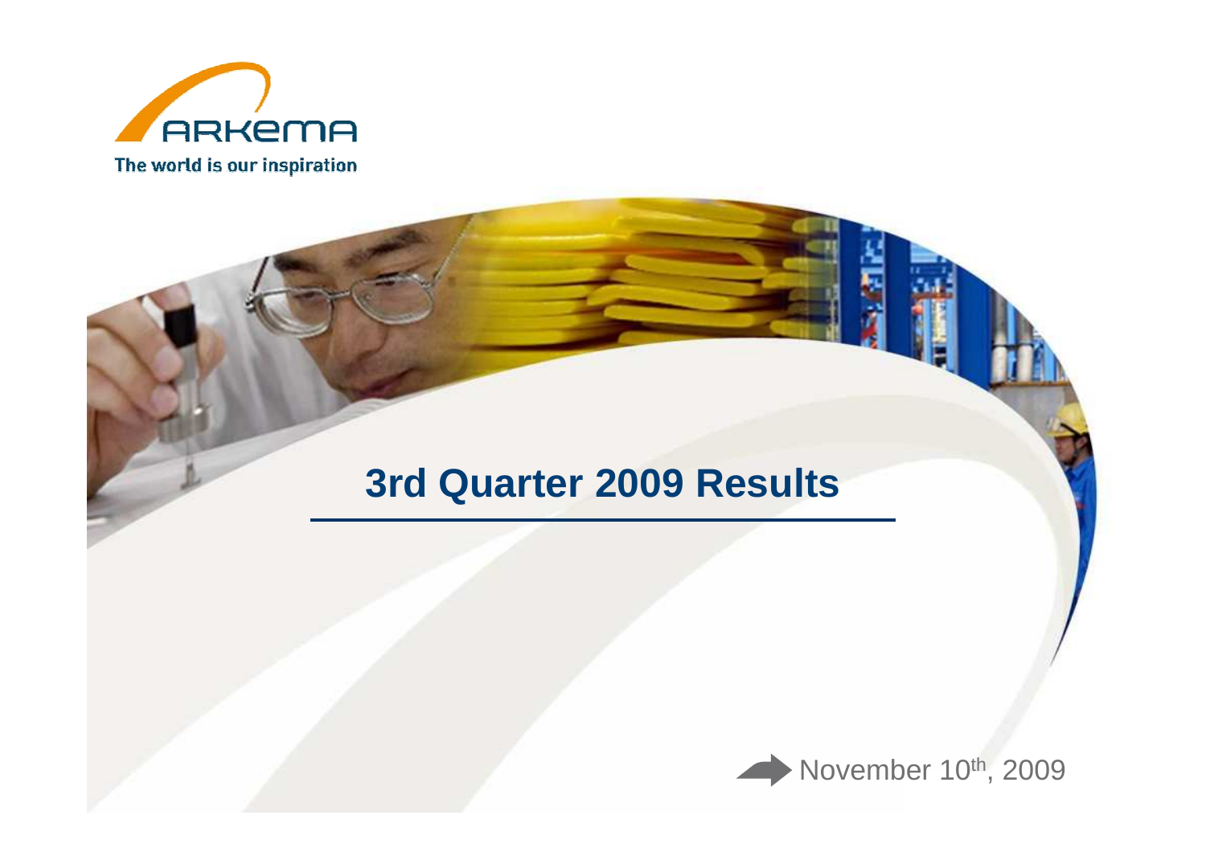ARKEMA

The world is our inspiration

# 3rd Quarter 2009 Results

November 10th, 2009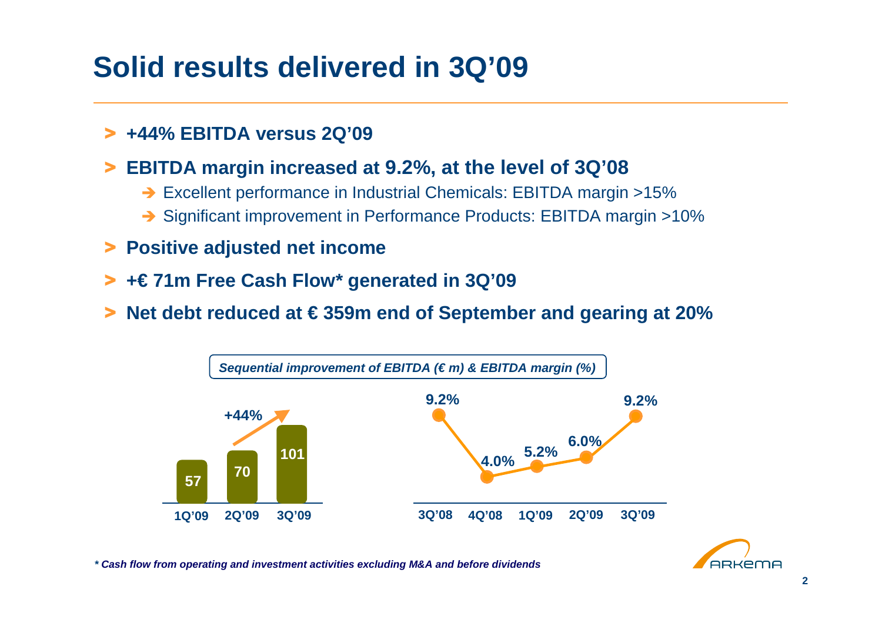# Solid results delivered in 3Q'09

- **+44% EBITDA versus 2Q'09**
- **EBITDA margin increased at 9.2%, at the level of 3Q'08**
  - ➔ Excellent performance in Industrial Chemicals: EBITDA margin >15%
  - ➔ Significant improvement in Performance Products: EBITDA margin >10%
- **Positive adjusted net income**
- **+€ 71m Free Cash Flow* generated in 3Q'09**
- **Net debt reduced at € 359m end of September and gearing at 20%**

*Sequential improvement of EBITDA (€ m) & EBITDA margin (%)*

| | 1Q'09 | 2Q'09 | 3Q'09 |
| --- | --- | --- | --- |
| EBITDA (€ m) | 57 | 70 | 101 |

+44%

| | 3Q'08 | 4Q'08 | 1Q'09 | 2Q'09 | 3Q'09 |
| --- | --- | --- | --- | --- | --- |
| EBITDA margin (%) | 9.2% | 4.0% | 5.2% | 6.0% | 9.2% |

*** Cash flow from operating and investment activities excluding M&A and before dividends**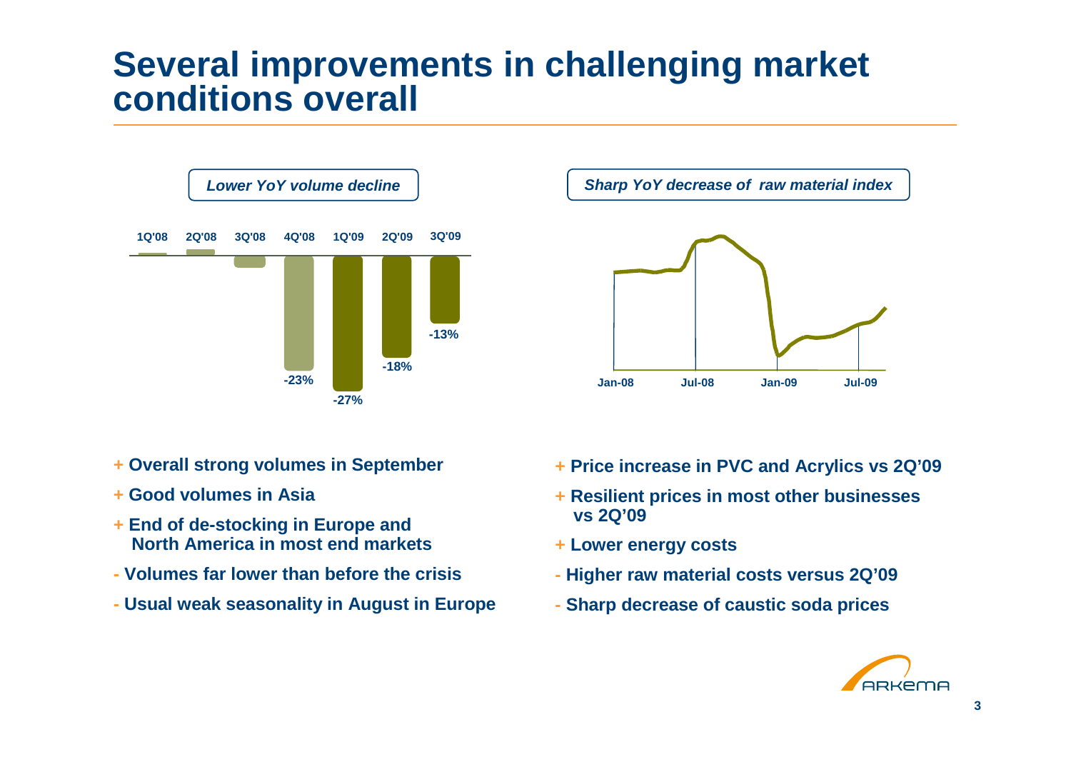# Several improvements in challenging market conditions overall

*Lower YoY volume decline*

| 1Q'08 | 2Q'08 | 3Q'08 | 4Q'08 | 1Q'09 | 2Q'09 | 3Q'09 |
|---|---|---|---|---|---|---|
| | | | -23% | -27% | -18% | -13% |

*Sharp YoY decrease of raw material index*

Jan-08 Jul-08 Jan-09 Jul-09

+ Overall strong volumes in September
+ Good volumes in Asia
+ End of de-stocking in Europe and North America in most end markets
- Volumes far lower than before the crisis
- Usual weak seasonality in August in Europe

+ Price increase in PVC and Acrylics vs 2Q'09
+ Resilient prices in most other businesses vs 2Q'09
+ Lower energy costs
- Higher raw material costs versus 2Q'09
- Sharp decrease of caustic soda prices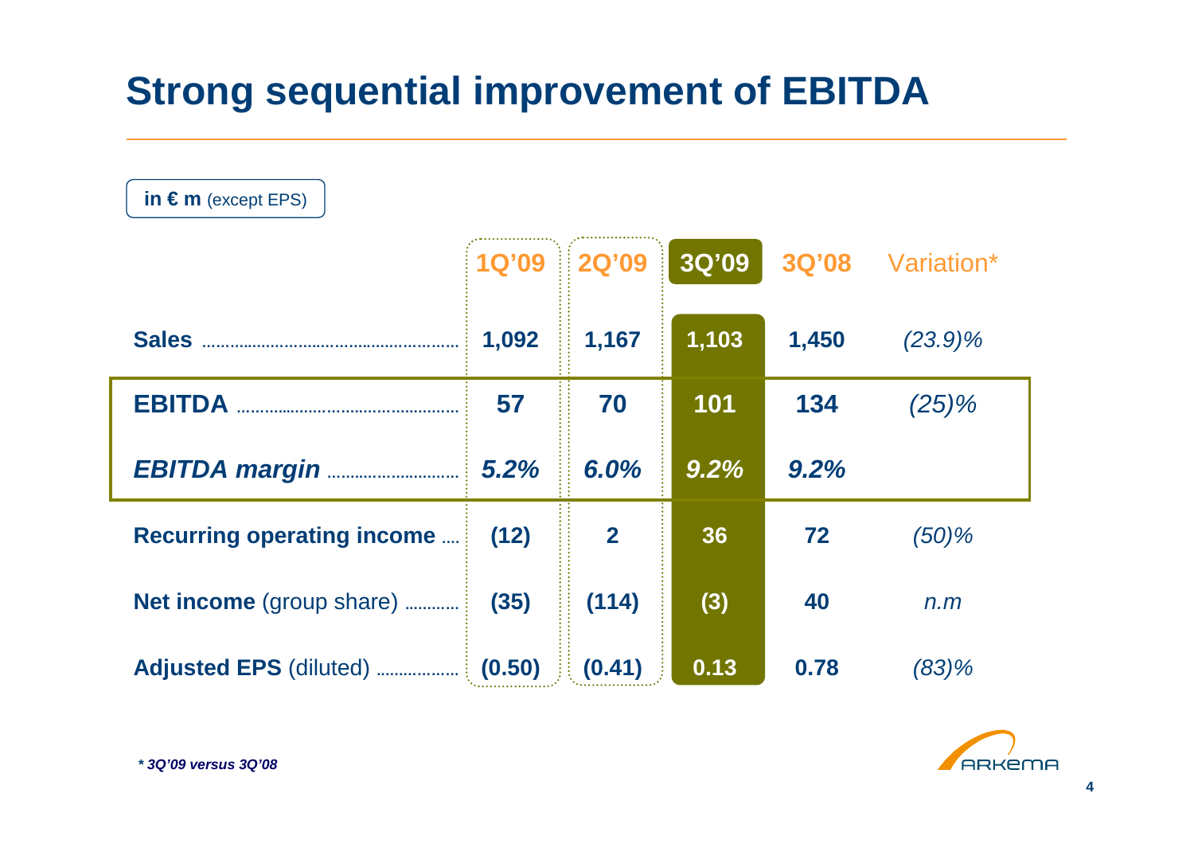# Strong sequential improvement of EBITDA

**in € m** (except EPS)

| | 1Q'09 | 2Q'09 | 3Q'09 | 3Q'08 | Variation* |
|---|---|---|---|---|---|
| **Sales** | **1,092** | **1,167** | **1,103** | **1,450** | *(23.9)%* |
| **EBITDA** | **57** | **70** | **101** | **134** | *(25)%* |
| ***EBITDA margin*** | ***5.2%*** | ***6.0%*** | ***9.2%*** | ***9.2%*** | |
| **Recurring operating income** | **(12)** | **2** | **36** | **72** | *(50)%* |
| **Net income** (group share) | **(35)** | **(114)** | **(3)** | **40** | *n.m* |
| **Adjusted EPS** (diluted) | **(0.50)** | **(0.41)** | **0.13** | **0.78** | *(83)%* |

***** *3Q'09 versus 3Q'08***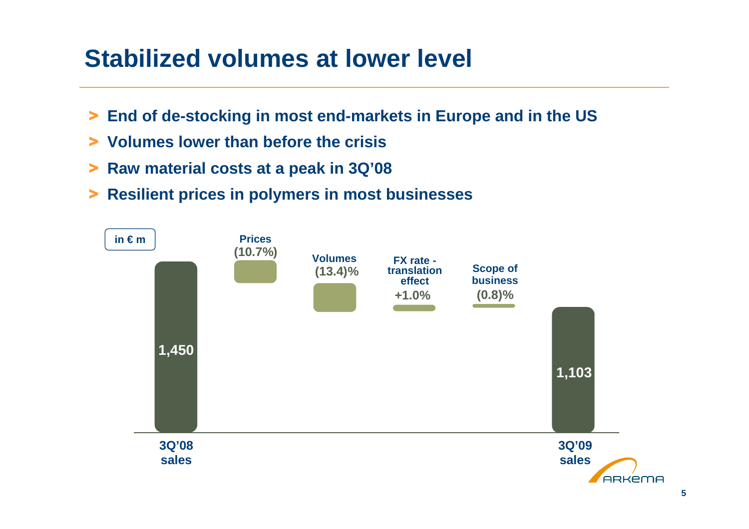# Stabilized volumes at lower level

- End of de-stocking in most end-markets in Europe and in the US
- Volumes lower than before the crisis
- Raw material costs at a peak in 3Q'08
- Resilient prices in polymers in most businesses

in € m

| 3Q'08 sales | Prices | Volumes | FX rate - translation effect | Scope of business | 3Q'09 sales |
|---|---|---|---|---|---|
| 1,450 | (10.7%) | (13.4)% | +1.0% | (0.8)% | 1,103 |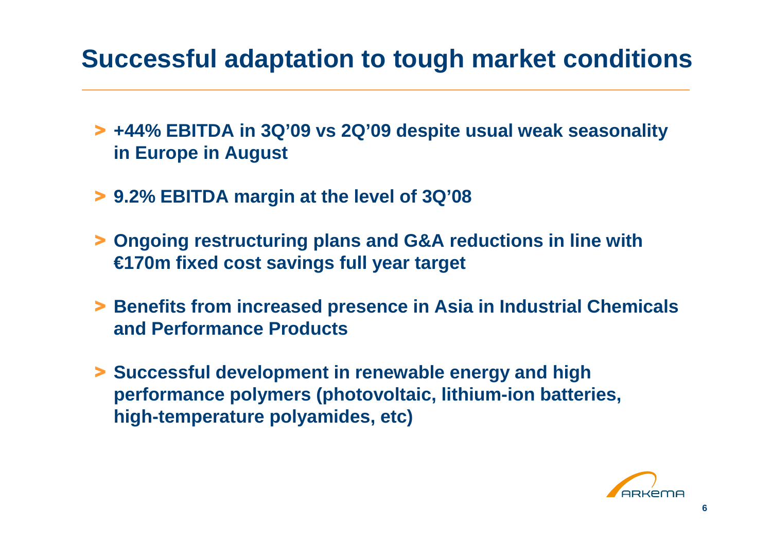# Successful adaptation to tough market conditions

- **+44% EBITDA in 3Q'09 vs 2Q'09 despite usual weak seasonality in Europe in August**
- **9.2% EBITDA margin at the level of 3Q'08**
- **Ongoing restructuring plans and G&A reductions in line with €170m fixed cost savings full year target**
- **Benefits from increased presence in Asia in Industrial Chemicals and Performance Products**
- **Successful development in renewable energy and high performance polymers (photovoltaic, lithium-ion batteries, high-temperature polyamides, etc)**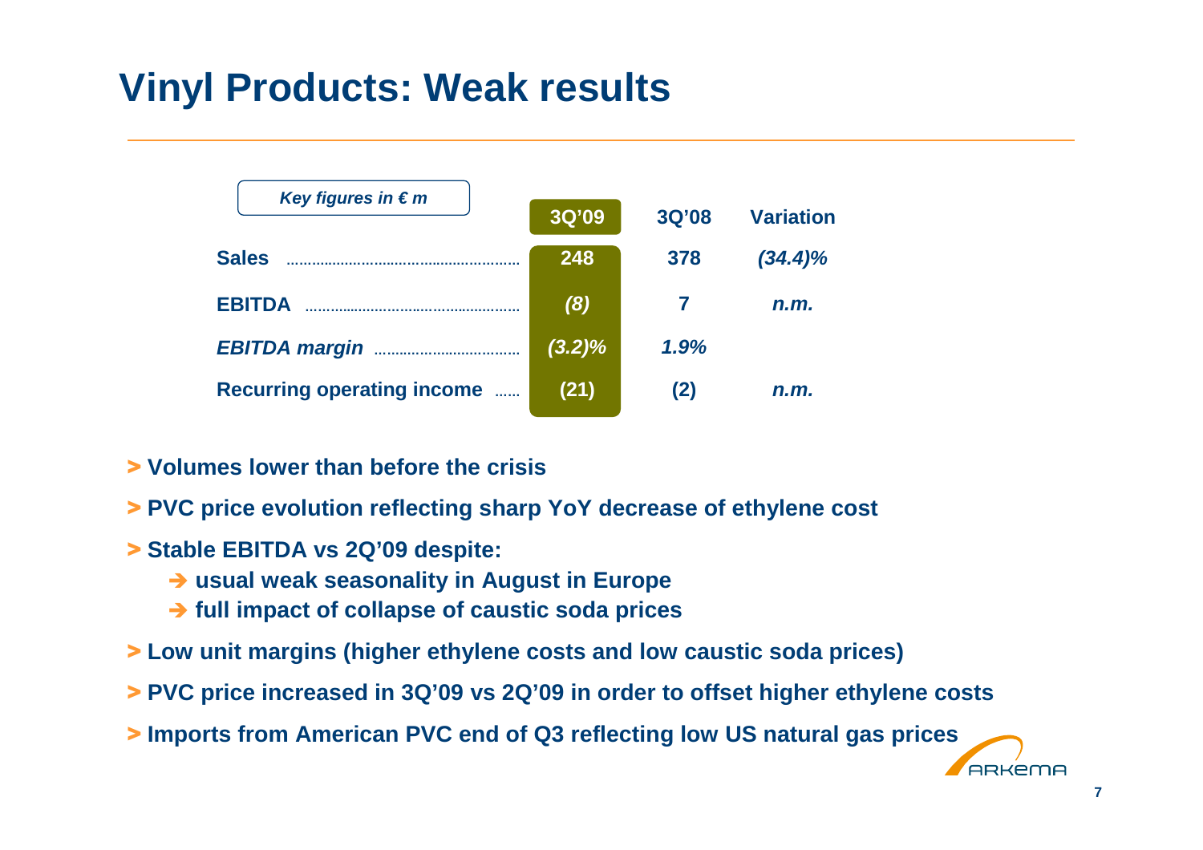# Vinyl Products: Weak results

| *Key figures in € m* | 3Q'09 | 3Q'08 | Variation |
|---|---|---|---|
| **Sales** | **248** | **378** | ***(34.4)%*** |
| **EBITDA** | ***(8)*** | **7** | ***n.m.*** |
| ***EBITDA margin*** | ***(3.2)%*** | ***1.9%*** | |
| **Recurring operating income** | **(21)** | **(2)** | ***n.m.*** |

- **Volumes lower than before the crisis**
- **PVC price evolution reflecting sharp YoY decrease of ethylene cost**
- **Stable EBITDA vs 2Q'09 despite:**
  - **usual weak seasonality in August in Europe**
  - **full impact of collapse of caustic soda prices**
- **Low unit margins (higher ethylene costs and low caustic soda prices)**
- **PVC price increased in 3Q'09 vs 2Q'09 in order to offset higher ethylene costs**
- **Imports from American PVC end of Q3 reflecting low US natural gas prices**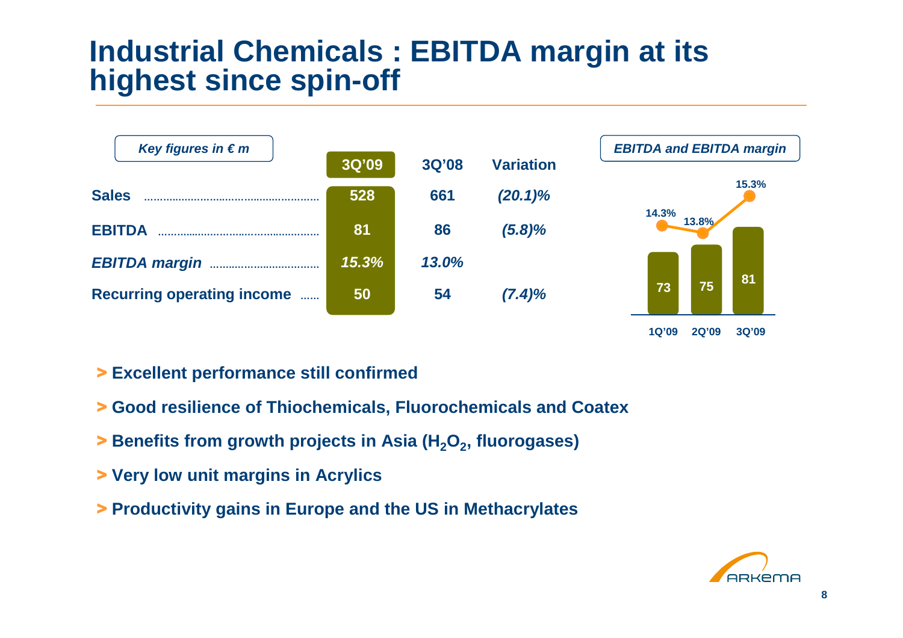# Industrial Chemicals : EBITDA margin at its highest since spin-off

*Key figures in € m*

| | 3Q'09 | 3Q'08 | Variation |
|---|---|---|---|
| **Sales** | 528 | 661 | *(20.1)%* |
| **EBITDA** | 81 | 86 | *(5.8)%* |
| ***EBITDA margin*** | *15.3%* | *13.0%* | |
| **Recurring operating income** | 50 | 54 | *(7.4)%* |

*EBITDA and EBITDA margin*

| | 1Q'09 | 2Q'09 | 3Q'09 |
|---|---|---|---|
| EBITDA | 73 | 75 | 81 |
| EBITDA margin | 14.3% | 13.8% | 15.3% |

- **Excellent performance still confirmed**
- **Good resilience of Thiochemicals, Fluorochemicals and Coatex**
- **Benefits from growth projects in Asia ($H_2O_2$, fluorogases)**
- **Very low unit margins in Acrylics**
- **Productivity gains in Europe and the US in Methacrylates**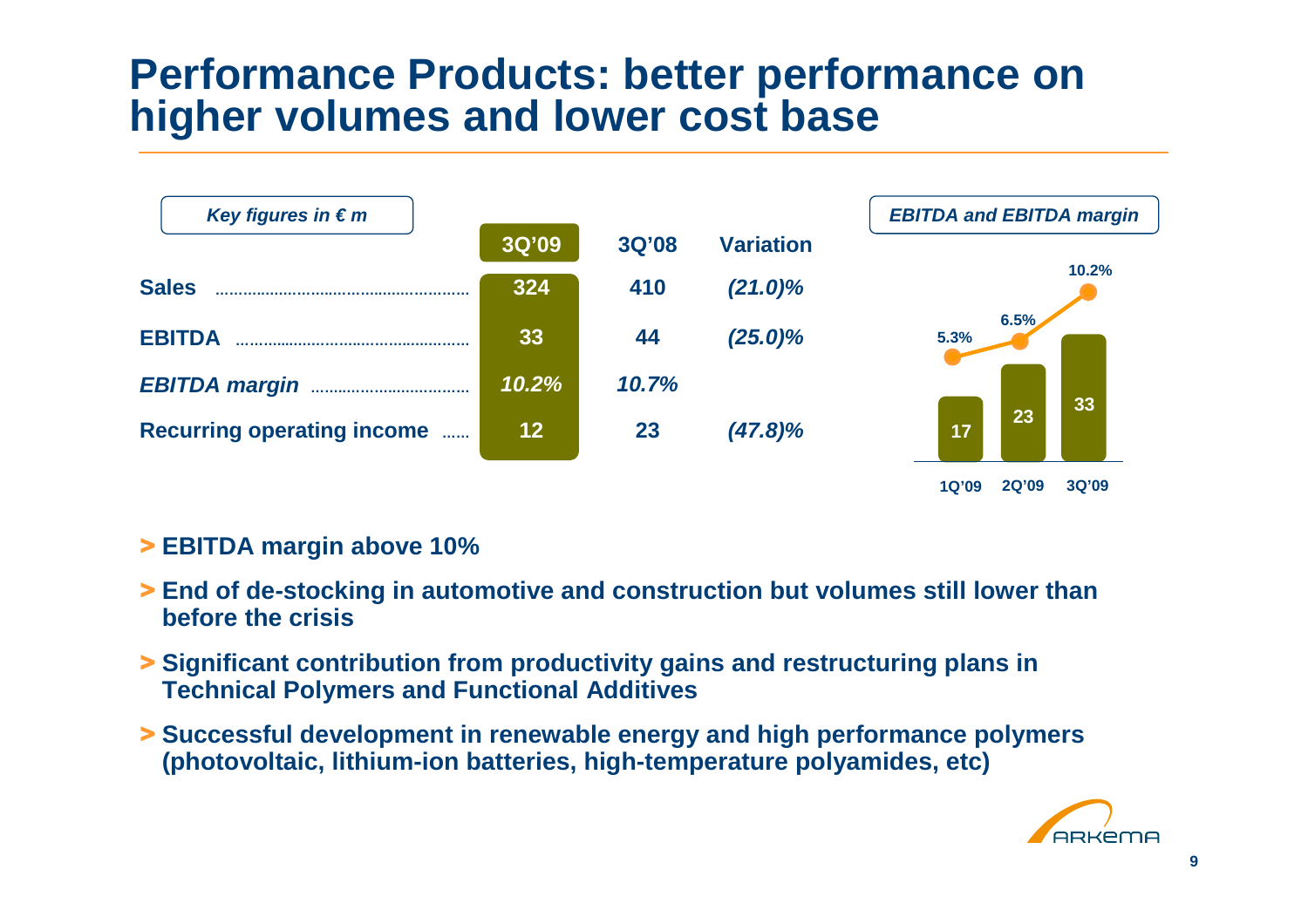# Performance Products: better performance on higher volumes and lower cost base

*Key figures in € m*

| | 3Q'09 | 3Q'08 | Variation |
|---|---|---|---|
| **Sales** | 324 | 410 | *(21.0)%* |
| **EBITDA** | 33 | 44 | *(25.0)%* |
| ***EBITDA margin*** | *10.2%* | *10.7%* | |
| **Recurring operating income** | 12 | 23 | *(47.8)%* |

*EBITDA and EBITDA margin*

| | 1Q'09 | 2Q'09 | 3Q'09 |
|---|---|---|---|
| EBITDA | 17 | 23 | 33 |
| EBITDA margin | 5.3% | 6.5% | 10.2% |

- **EBITDA margin above 10%**
- **End of de-stocking in automotive and construction but volumes still lower than before the crisis**
- **Significant contribution from productivity gains and restructuring plans in Technical Polymers and Functional Additives**
- **Successful development in renewable energy and high performance polymers (photovoltaic, lithium-ion batteries, high-temperature polyamides, etc)**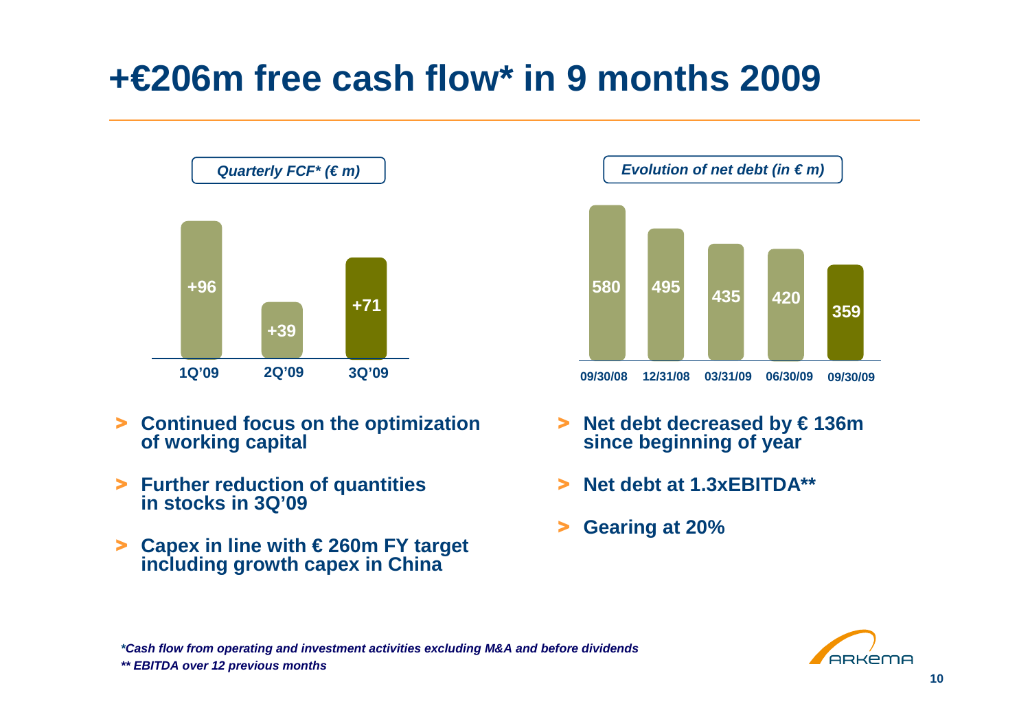# +€206m free cash flow* in 9 months 2009

*Quarterly FCF* (€ m)*

| 1Q'09 | 2Q'09 | 3Q'09 |
|---|---|---|
| +96 | +39 | +71 |

*Evolution of net debt (in € m)*

| 09/30/08 | 12/31/08 | 03/31/09 | 06/30/09 | 09/30/09 |
|---|---|---|---|---|
| 580 | 495 | 435 | 420 | 359 |

- **Continued focus on the optimization of working capital**
- **Further reduction of quantities in stocks in 3Q'09**
- **Capex in line with € 260m FY target including growth capex in China**

- **Net debt decreased by € 136m since beginning of year**
- **Net debt at 1.3xEBITDA****
- **Gearing at 20%**

*\*Cash flow from operating and investment activities excluding M&A and before dividends*

*\*\* EBITDA over 12 previous months*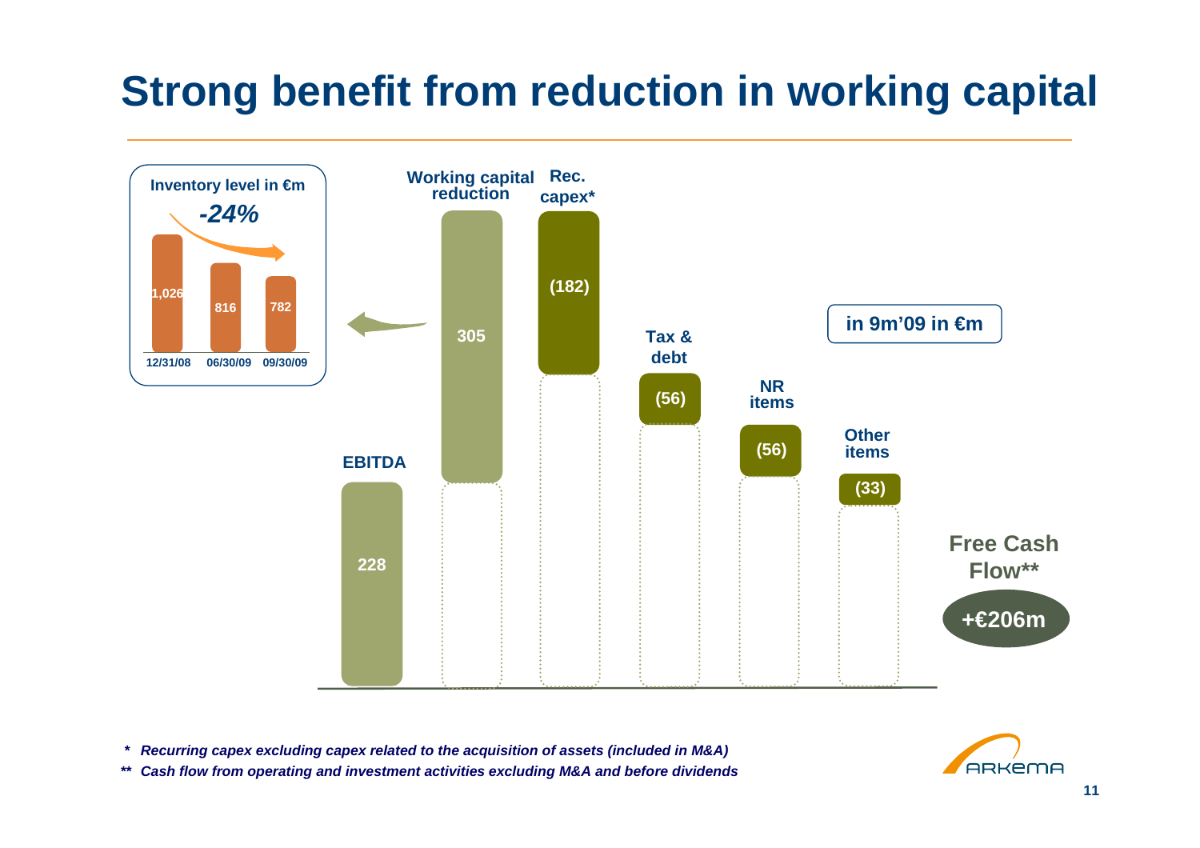# Strong benefit from reduction in working capital

**Inventory level in €m**

*-24%*

| 12/31/08 | 06/30/09 | 09/30/09 |
|---|---|---|
| 1,026 | 816 | 782 |

**in 9m'09 in €m**

| EBITDA | Working capital reduction | Rec. capex* | Tax & debt | NR items | Other items | Free Cash Flow** |
|---|---|---|---|---|---|---|
| 228 | 305 | (182) | (56) | (56) | (33) | +€206m |

*\* Recurring capex excluding capex related to the acquisition of assets (included in M&A)*

*\*\* Cash flow from operating and investment activities excluding M&A and before dividends*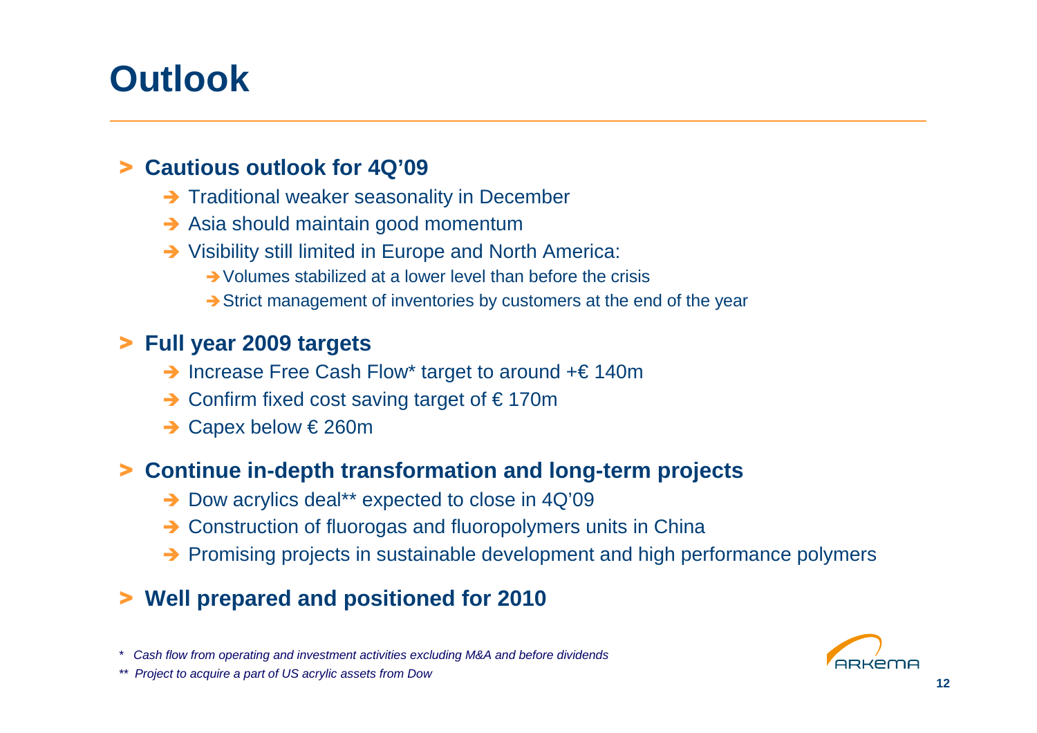# Outlook

- **Cautious outlook for 4Q'09**
  - Traditional weaker seasonality in December
  - Asia should maintain good momentum
  - Visibility still limited in Europe and North America:
    - Volumes stabilized at a lower level than before the crisis
    - Strict management of inventories by customers at the end of the year
- **Full year 2009 targets**
  - Increase Free Cash Flow* target to around +€ 140m
  - Confirm fixed cost saving target of € 170m
  - Capex below € 260m
- **Continue in-depth transformation and long-term projects**
  - Dow acrylics deal** expected to close in 4Q'09
  - Construction of fluorogas and fluoropolymers units in China
  - Promising projects in sustainable development and high performance polymers
- **Well prepared and positioned for 2010**

*\* Cash flow from operating and investment activities excluding M&A and before dividends*

*\*\* Project to acquire a part of US acrylic assets from Dow*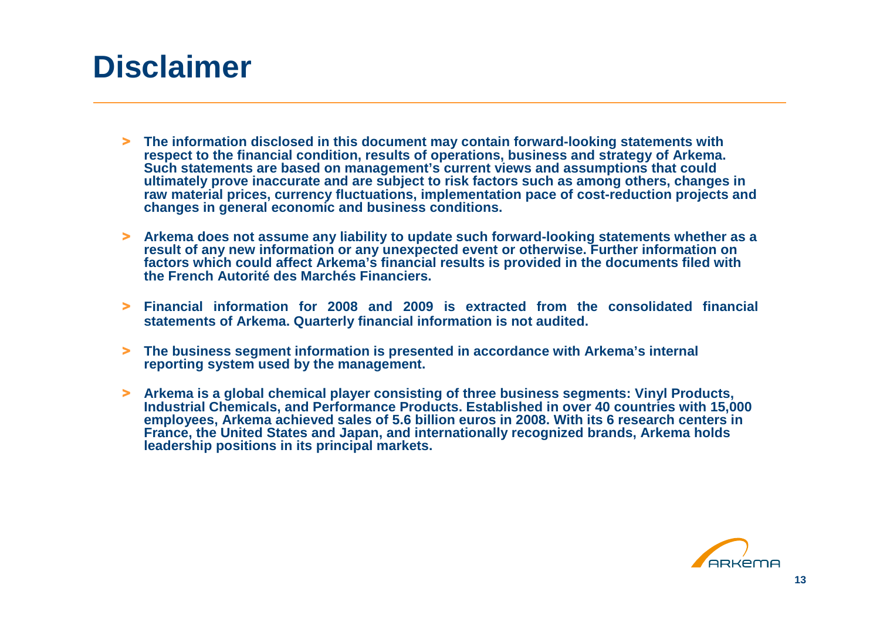# Disclaimer

- The information disclosed in this document may contain forward-looking statements with respect to the financial condition, results of operations, business and strategy of Arkema. Such statements are based on management's current views and assumptions that could ultimately prove inaccurate and are subject to risk factors such as among others, changes in raw material prices, currency fluctuations, implementation pace of cost-reduction projects and changes in general economic and business conditions.
- Arkema does not assume any liability to update such forward-looking statements whether as a result of any new information or any unexpected event or otherwise. Further information on factors which could affect Arkema's financial results is provided in the documents filed with the French Autorité des Marchés Financiers.
- Financial information for 2008 and 2009 is extracted from the consolidated financial statements of Arkema. Quarterly financial information is not audited.
- The business segment information is presented in accordance with Arkema's internal reporting system used by the management.
- Arkema is a global chemical player consisting of three business segments: Vinyl Products, Industrial Chemicals, and Performance Products. Established in over 40 countries with 15,000 employees, Arkema achieved sales of 5.6 billion euros in 2008. With its 6 research centers in France, the United States and Japan, and internationally recognized brands, Arkema holds leadership positions in its principal markets.